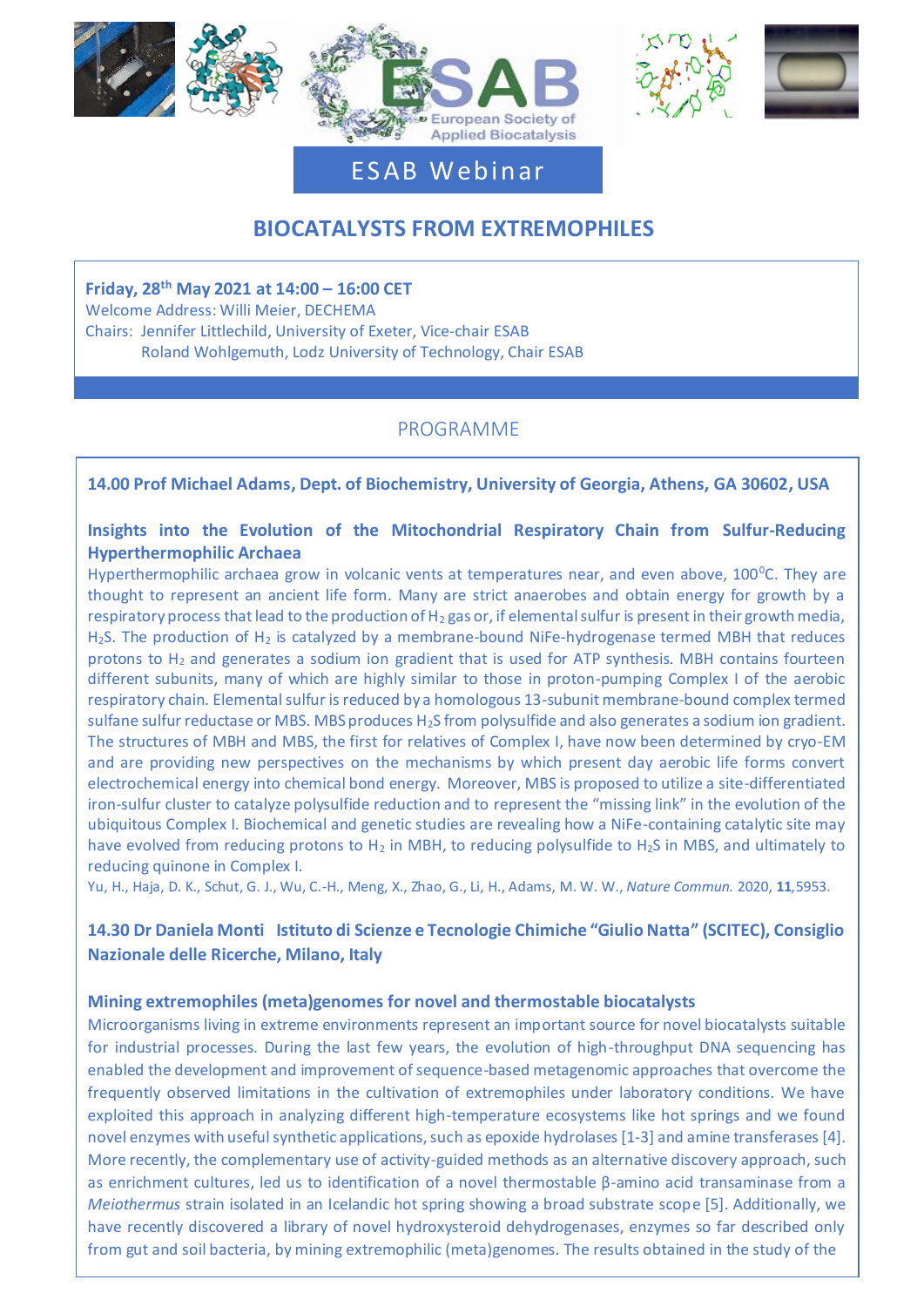ESAB Webinar

# BIOCATALYSTS FROM EXTREMOPHILES

**Friday, 28th May 2021 at 14:00 – 16:00 CET**
Welcome Address: Willi Meier, DECHEMA
Chairs: Jennifer Littlechild, University of Exeter, Vice-chair ESAB
Roland Wohlgemuth, Lodz University of Technology, Chair ESAB

## PROGRAMME

### 14.00 Prof Michael Adams, Dept. of Biochemistry, University of Georgia, Athens, GA 30602, USA

**Insights into the Evolution of the Mitochondrial Respiratory Chain from Sulfur-Reducing Hyperthermophilic Archaea**

Hyperthermophilic archaea grow in volcanic vents at temperatures near, and even above, 100$^0$C. They are thought to represent an ancient life form. Many are strict anaerobes and obtain energy for growth by a respiratory process that lead to the production of $H_2$ gas or, if elemental sulfur is present in their growth media, $H_2S$. The production of $H_2$ is catalyzed by a membrane-bound NiFe-hydrogenase termed MBH that reduces protons to $H_2$ and generates a sodium ion gradient that is used for ATP synthesis. MBH contains fourteen different subunits, many of which are highly similar to those in proton-pumping Complex I of the aerobic respiratory chain. Elemental sulfur is reduced by a homologous 13-subunit membrane-bound complex termed sulfane sulfur reductase or MBS. MBS produces $H_2S$ from polysulfide and also generates a sodium ion gradient. The structures of MBH and MBS, the first for relatives of Complex I, have now been determined by cryo-EM and are providing new perspectives on the mechanisms by which present day aerobic life forms convert electrochemical energy into chemical bond energy. Moreover, MBS is proposed to utilize a site-differentiated iron-sulfur cluster to catalyze polysulfide reduction and to represent the "missing link" in the evolution of the ubiquitous Complex I. Biochemical and genetic studies are revealing how a NiFe-containing catalytic site may have evolved from reducing protons to $H_2$ in MBH, to reducing polysulfide to $H_2S$ in MBS, and ultimately to reducing quinone in Complex I.

Yu, H., Haja, D. K., Schut, G. J., Wu, C.-H., Meng, X., Zhao, G., Li, H., Adams, M. W. W., *Nature Commun.* 2020, **11**,5953.

### 14.30 Dr Daniela Monti Istituto di Scienze e Tecnologie Chimiche "Giulio Natta" (SCITEC), Consiglio Nazionale delle Ricerche, Milano, Italy

**Mining extremophiles (meta)genomes for novel and thermostable biocatalysts**

Microorganisms living in extreme environments represent an important source for novel biocatalysts suitable for industrial processes. During the last few years, the evolution of high-throughput DNA sequencing has enabled the development and improvement of sequence-based metagenomic approaches that overcome the frequently observed limitations in the cultivation of extremophiles under laboratory conditions. We have exploited this approach in analyzing different high-temperature ecosystems like hot springs and we found novel enzymes with useful synthetic applications, such as epoxide hydrolases [1-3] and amine transferases [4]. More recently, the complementary use of activity-guided methods as an alternative discovery approach, such as enrichment cultures, led us to identification of a novel thermostable β-amino acid transaminase from a *Meiothermus* strain isolated in an Icelandic hot spring showing a broad substrate scope [5]. Additionally, we have recently discovered a library of novel hydroxysteroid dehydrogenases, enzymes so far described only from gut and soil bacteria, by mining extremophilic (meta)genomes. The results obtained in the study of the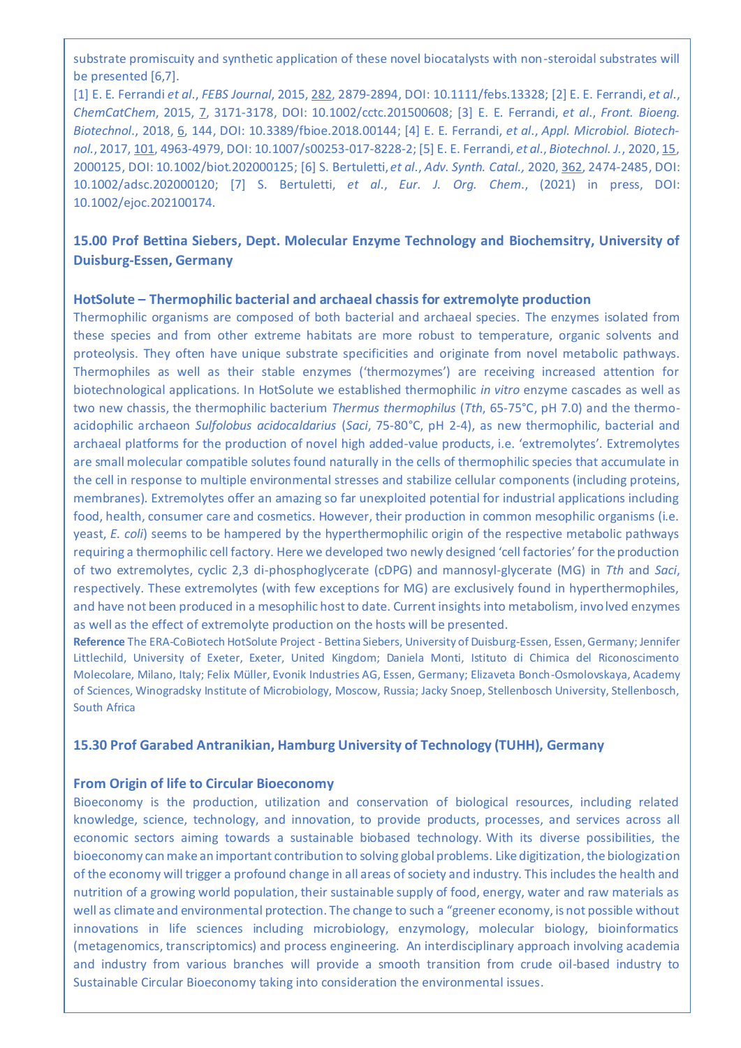substrate promiscuity and synthetic application of these novel biocatalysts with non-steroidal substrates will be presented [6,7].

[1] E. E. Ferrandi *et al.*, *FEBS Journal*, 2015, 282, 2879-2894, DOI: 10.1111/febs.13328; [2] E. E. Ferrandi, *et al.*, *ChemCatChem*, 2015, 7, 3171-3178, DOI: 10.1002/cctc.201500608; [3] E. E. Ferrandi, *et al.*, *Front. Bioeng. Biotechnol.*, 2018, 6, 144, DOI: 10.3389/fbioe.2018.00144; [4] E. E. Ferrandi, *et al.*, *Appl. Microbiol. Biotechnol.*, 2017, 101, 4963-4979, DOI: 10.1007/s00253-017-8228-2; [5] E. E. Ferrandi, *et al.*, *Biotechnol. J.*, 2020, 15, 2000125, DOI: 10.1002/biot.202000125; [6] S. Bertuletti, *et al.*, *Adv. Synth. Catal.*, 2020, 362, 2474-2485, DOI: 10.1002/adsc.202000120; [7] S. Bertuletti, *et al.*, *Eur. J. Org. Chem.*, (2021) in press, DOI: 10.1002/ejoc.202100174.

### 15.00 Prof Bettina Siebers, Dept. Molecular Enzyme Technology and Biochemsitry, University of Duisburg-Essen, Germany

#### HotSolute – Thermophilic bacterial and archaeal chassis for extremolyte production

Thermophilic organisms are composed of both bacterial and archaeal species. The enzymes isolated from these species and from other extreme habitats are more robust to temperature, organic solvents and proteolysis. They often have unique substrate specificities and originate from novel metabolic pathways. Thermophiles as well as their stable enzymes ('thermozymes') are receiving increased attention for biotechnological applications. In HotSolute we established thermophilic *in vitro* enzyme cascades as well as two new chassis, the thermophilic bacterium *Thermus thermophilus* (*Tth*, 65-75°C, pH 7.0) and the thermo-acidophilic archaeon *Sulfolobus acidocaldarius* (*Saci*, 75-80°C, pH 2-4), as new thermophilic, bacterial and archaeal platforms for the production of novel high added-value products, i.e. 'extremolytes'. Extremolytes are small molecular compatible solutes found naturally in the cells of thermophilic species that accumulate in the cell in response to multiple environmental stresses and stabilize cellular components (including proteins, membranes). Extremolytes offer an amazing so far unexploited potential for industrial applications including food, health, consumer care and cosmetics. However, their production in common mesophilic organisms (i.e. yeast, *E. coli*) seems to be hampered by the hyperthermophilic origin of the respective metabolic pathways requiring a thermophilic cell factory. Here we developed two newly designed 'cell factories' for the production of two extremolytes, cyclic 2,3 di-phosphoglycerate (cDPG) and mannosyl-glycerate (MG) in *Tth* and *Saci*, respectively. These extremolytes (with few exceptions for MG) are exclusively found in hyperthermophiles, and have not been produced in a mesophilic host to date. Current insights into metabolism, involved enzymes as well as the effect of extremolyte production on the hosts will be presented.

**Reference** The ERA-CoBiotech HotSolute Project - Bettina Siebers, University of Duisburg-Essen, Essen, Germany; Jennifer Littlechild, University of Exeter, Exeter, United Kingdom; Daniela Monti, Istituto di Chimica del Riconoscimento Molecolare, Milano, Italy; Felix Müller, Evonik Industries AG, Essen, Germany; Elizaveta Bonch-Osmolovskaya, Academy of Sciences, Winogradsky Institute of Microbiology, Moscow, Russia; Jacky Snoep, Stellenbosch University, Stellenbosch, South Africa

### 15.30 Prof Garabed Antranikian, Hamburg University of Technology (TUHH), Germany

#### From Origin of life to Circular Bioeconomy

Bioeconomy is the production, utilization and conservation of biological resources, including related knowledge, science, technology, and innovation, to provide products, processes, and services across all economic sectors aiming towards a sustainable biobased technology. With its diverse possibilities, the bioeconomy can make an important contribution to solving global problems. Like digitization, the biologization of the economy will trigger a profound change in all areas of society and industry. This includes the health and nutrition of a growing world population, their sustainable supply of food, energy, water and raw materials as well as climate and environmental protection. The change to such a "greener economy, is not possible without innovations in life sciences including microbiology, enzymology, molecular biology, bioinformatics (metagenomics, transcriptomics) and process engineering. An interdisciplinary approach involving academia and industry from various branches will provide a smooth transition from crude oil-based industry to Sustainable Circular Bioeconomy taking into consideration the environmental issues.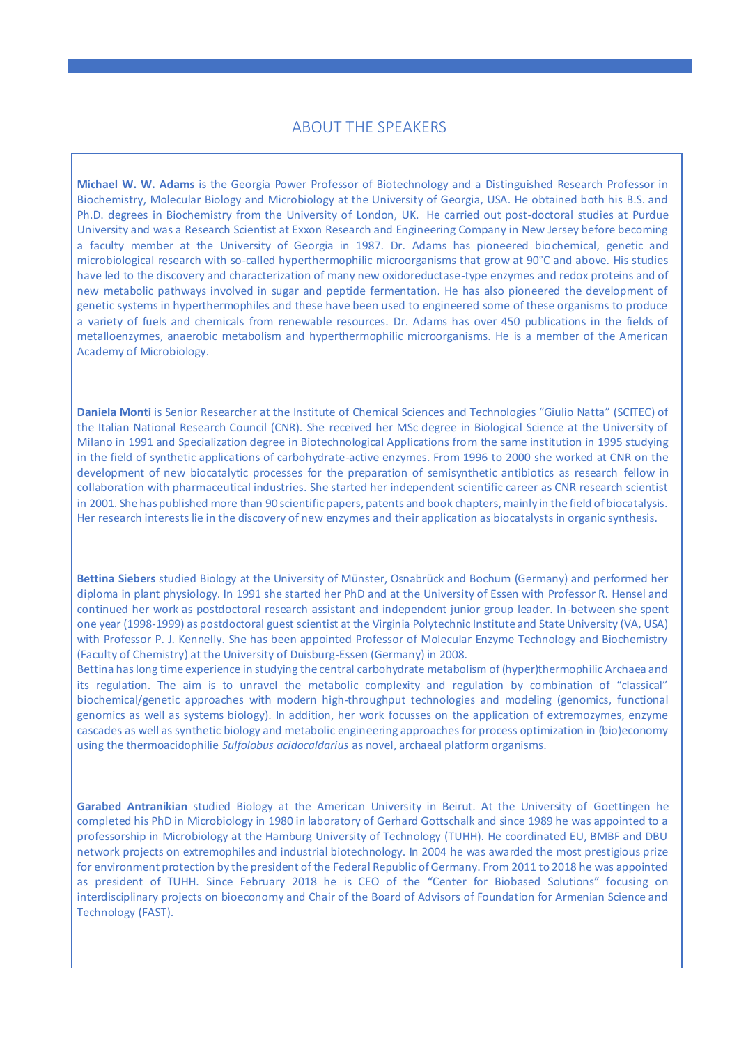## ABOUT THE SPEAKERS

**Michael W. W. Adams** is the Georgia Power Professor of Biotechnology and a Distinguished Research Professor in Biochemistry, Molecular Biology and Microbiology at the University of Georgia, USA. He obtained both his B.S. and Ph.D. degrees in Biochemistry from the University of London, UK. He carried out post-doctoral studies at Purdue University and was a Research Scientist at Exxon Research and Engineering Company in New Jersey before becoming a faculty member at the University of Georgia in 1987. Dr. Adams has pioneered biochemical, genetic and microbiological research with so-called hyperthermophilic microorganisms that grow at 90°C and above. His studies have led to the discovery and characterization of many new oxidoreductase-type enzymes and redox proteins and of new metabolic pathways involved in sugar and peptide fermentation. He has also pioneered the development of genetic systems in hyperthermophiles and these have been used to engineered some of these organisms to produce a variety of fuels and chemicals from renewable resources. Dr. Adams has over 450 publications in the fields of metalloenzymes, anaerobic metabolism and hyperthermophilic microorganisms. He is a member of the American Academy of Microbiology.

**Daniela Monti** is Senior Researcher at the Institute of Chemical Sciences and Technologies "Giulio Natta" (SCITEC) of the Italian National Research Council (CNR). She received her MSc degree in Biological Science at the University of Milano in 1991 and Specialization degree in Biotechnological Applications from the same institution in 1995 studying in the field of synthetic applications of carbohydrate-active enzymes. From 1996 to 2000 she worked at CNR on the development of new biocatalytic processes for the preparation of semisynthetic antibiotics as research fellow in collaboration with pharmaceutical industries. She started her independent scientific career as CNR research scientist in 2001. She has published more than 90 scientific papers, patents and book chapters, mainly in the field of biocatalysis. Her research interests lie in the discovery of new enzymes and their application as biocatalysts in organic synthesis.

**Bettina Siebers** studied Biology at the University of Münster, Osnabrück and Bochum (Germany) and performed her diploma in plant physiology. In 1991 she started her PhD and at the University of Essen with Professor R. Hensel and continued her work as postdoctoral research assistant and independent junior group leader. In-between she spent one year (1998-1999) as postdoctoral guest scientist at the Virginia Polytechnic Institute and State University (VA, USA) with Professor P. J. Kennelly. She has been appointed Professor of Molecular Enzyme Technology and Biochemistry (Faculty of Chemistry) at the University of Duisburg-Essen (Germany) in 2008.
Bettina has long time experience in studying the central carbohydrate metabolism of (hyper)thermophilic Archaea and its regulation. The aim is to unravel the metabolic complexity and regulation by combination of "classical" biochemical/genetic approaches with modern high-throughput technologies and modeling (genomics, functional genomics as well as systems biology). In addition, her work focusses on the application of extremozymes, enzyme cascades as well as synthetic biology and metabolic engineering approaches for process optimization in (bio)economy using the thermoacidophilie *Sulfolobus acidocaldarius* as novel, archaeal platform organisms.

**Garabed Antranikian** studied Biology at the American University in Beirut. At the University of Goettingen he completed his PhD in Microbiology in 1980 in laboratory of Gerhard Gottschalk and since 1989 he was appointed to a professorship in Microbiology at the Hamburg University of Technology (TUHH). He coordinated EU, BMBF and DBU network projects on extremophiles and industrial biotechnology. In 2004 he was awarded the most prestigious prize for environment protection by the president of the Federal Republic of Germany. From 2011 to 2018 he was appointed as president of TUHH. Since February 2018 he is CEO of the "Center for Biobased Solutions" focusing on interdisciplinary projects on bioeconomy and Chair of the Board of Advisors of Foundation for Armenian Science and Technology (FAST).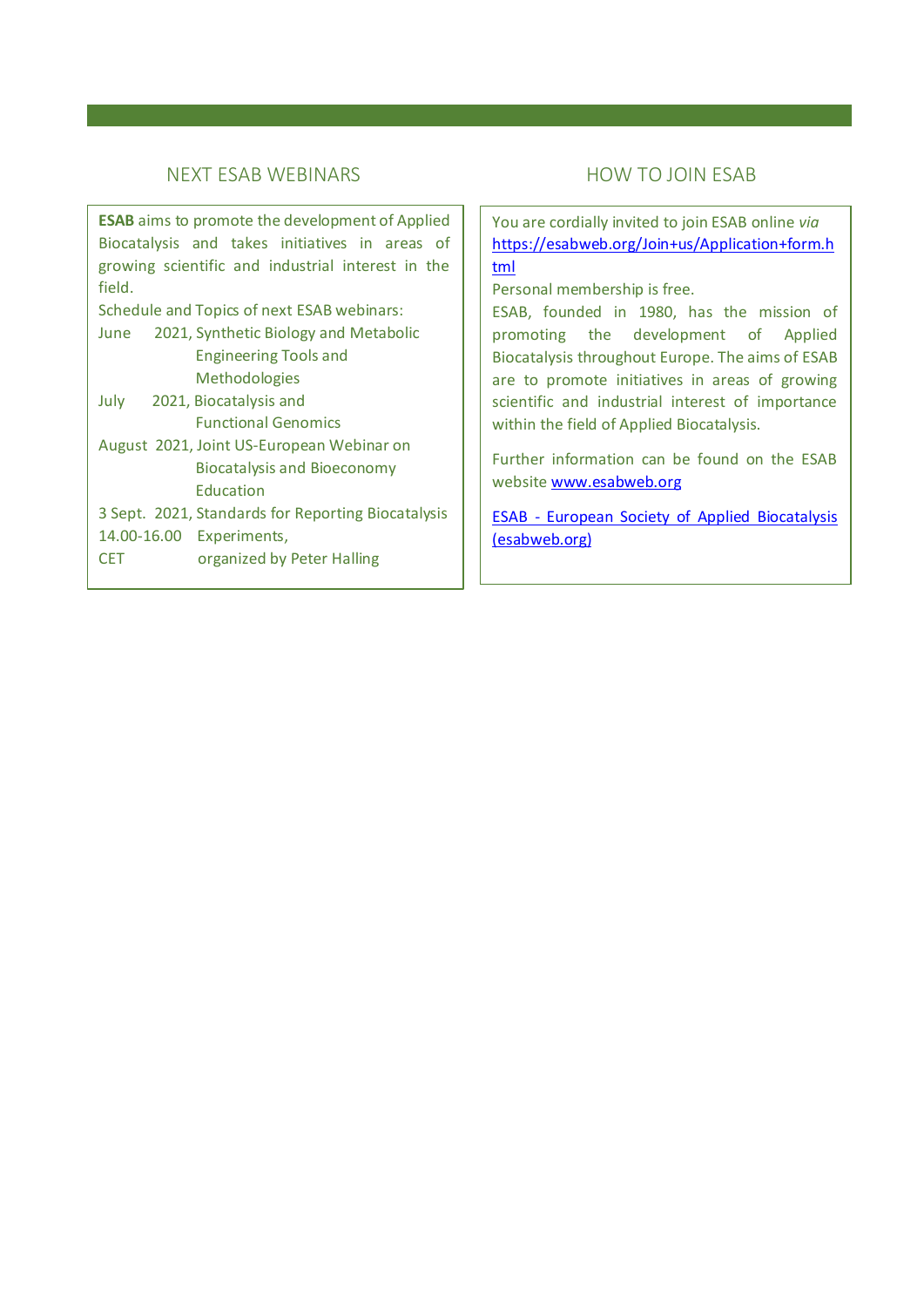## NEXT ESAB WEBINARS

**ESAB** aims to promote the development of Applied Biocatalysis and takes initiatives in areas of growing scientific and industrial interest in the field.

Schedule and Topics of next ESAB webinars:

June 2021, Synthetic Biology and Metabolic Engineering Tools and Methodologies

July 2021, Biocatalysis and Functional Genomics

August 2021, Joint US-European Webinar on Biocatalysis and Bioeconomy Education

3 Sept. 2021, 14.00-16.00 CET, Standards for Reporting Biocatalysis Experiments, organized by Peter Halling

## HOW TO JOIN ESAB

You are cordially invited to join ESAB online *via* https://esabweb.org/Join+us/Application+form.html

Personal membership is free.

ESAB, founded in 1980, has the mission of promoting the development of Applied Biocatalysis throughout Europe. The aims of ESAB are to promote initiatives in areas of growing scientific and industrial interest of importance within the field of Applied Biocatalysis.

Further information can be found on the ESAB website www.esabweb.org

ESAB - European Society of Applied Biocatalysis (esabweb.org)